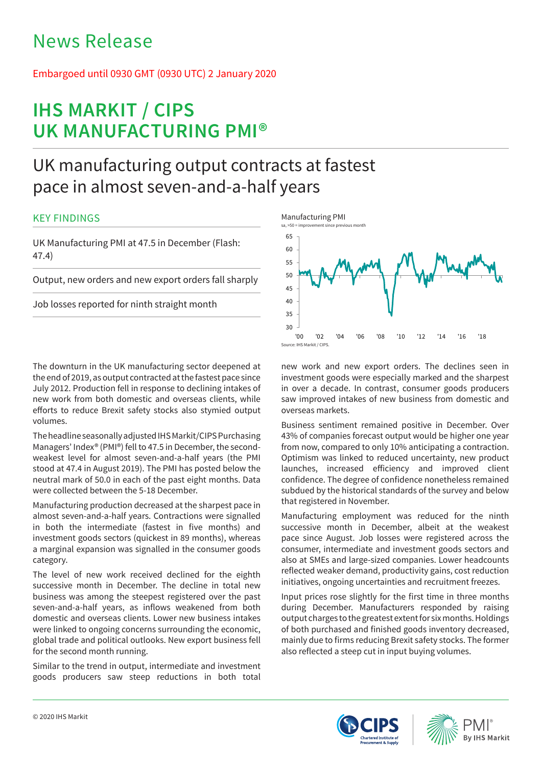# News Release

Embargoed until 0930 GMT (0930 UTC) 2 January 2020

# IHS MARKIT / CIPS UK MANUFACTURING PMI®

## UK manufacturing output contracts at fastest pace in almost seven-and-a-half years

### KEY FINDINGS

UK Manufacturing PMI at 47.5 in December (Flash: 47.4)

Output, new orders and new export orders fall sharply

Job losses reported for ninth straight month

Manufacturing PMI

sa, >50 = improvement since previous month

Source: IHS Markit / CIPS.

The downturn in the UK manufacturing sector deepened at the end of 2019, as output contracted at the fastest pace since July 2012. Production fell in response to declining intakes of new work from both domestic and overseas clients, while efforts to reduce Brexit safety stocks also stymied output volumes.

The headline seasonally adjusted IHS Markit/CIPS Purchasing Managers' Index® (PMI®) fell to 47.5 in December, the second-weakest level for almost seven-and-a-half years (the PMI stood at 47.4 in August 2019). The PMI has posted below the neutral mark of 50.0 in each of the past eight months. Data were collected between the 5-18 December.

Manufacturing production decreased at the sharpest pace in almost seven-and-a-half years. Contractions were signalled in both the intermediate (fastest in five months) and investment goods sectors (quickest in 89 months), whereas a marginal expansion was signalled in the consumer goods category.

The level of new work received declined for the eighth successive month in December. The decline in total new business was among the steepest registered over the past seven-and-a-half years, as inflows weakened from both domestic and overseas clients. Lower new business intakes were linked to ongoing concerns surrounding the economic, global trade and political outlooks. New export business fell for the second month running.

Similar to the trend in output, intermediate and investment goods producers saw steep reductions in both total new work and new export orders. The declines seen in investment goods were especially marked and the sharpest in over a decade. In contrast, consumer goods producers saw improved intakes of new business from domestic and overseas markets.

Business sentiment remained positive in December. Over 43% of companies forecast output would be higher one year from now, compared to only 10% anticipating a contraction. Optimism was linked to reduced uncertainty, new product launches, increased efficiency and improved client confidence. The degree of confidence nonetheless remained subdued by the historical standards of the survey and below that registered in November.

Manufacturing employment was reduced for the ninth successive month in December, albeit at the weakest pace since August. Job losses were registered across the consumer, intermediate and investment goods sectors and also at SMEs and large-sized companies. Lower headcounts reflected weaker demand, productivity gains, cost reduction initiatives, ongoing uncertainties and recruitment freezes.

Input prices rose slightly for the first time in three months during December. Manufacturers responded by raising output charges to the greatest extent for six months. Holdings of both purchased and finished goods inventory decreased, mainly due to firms reducing Brexit safety stocks. The former also reflected a steep cut in input buying volumes.

© 2020 IHS Markit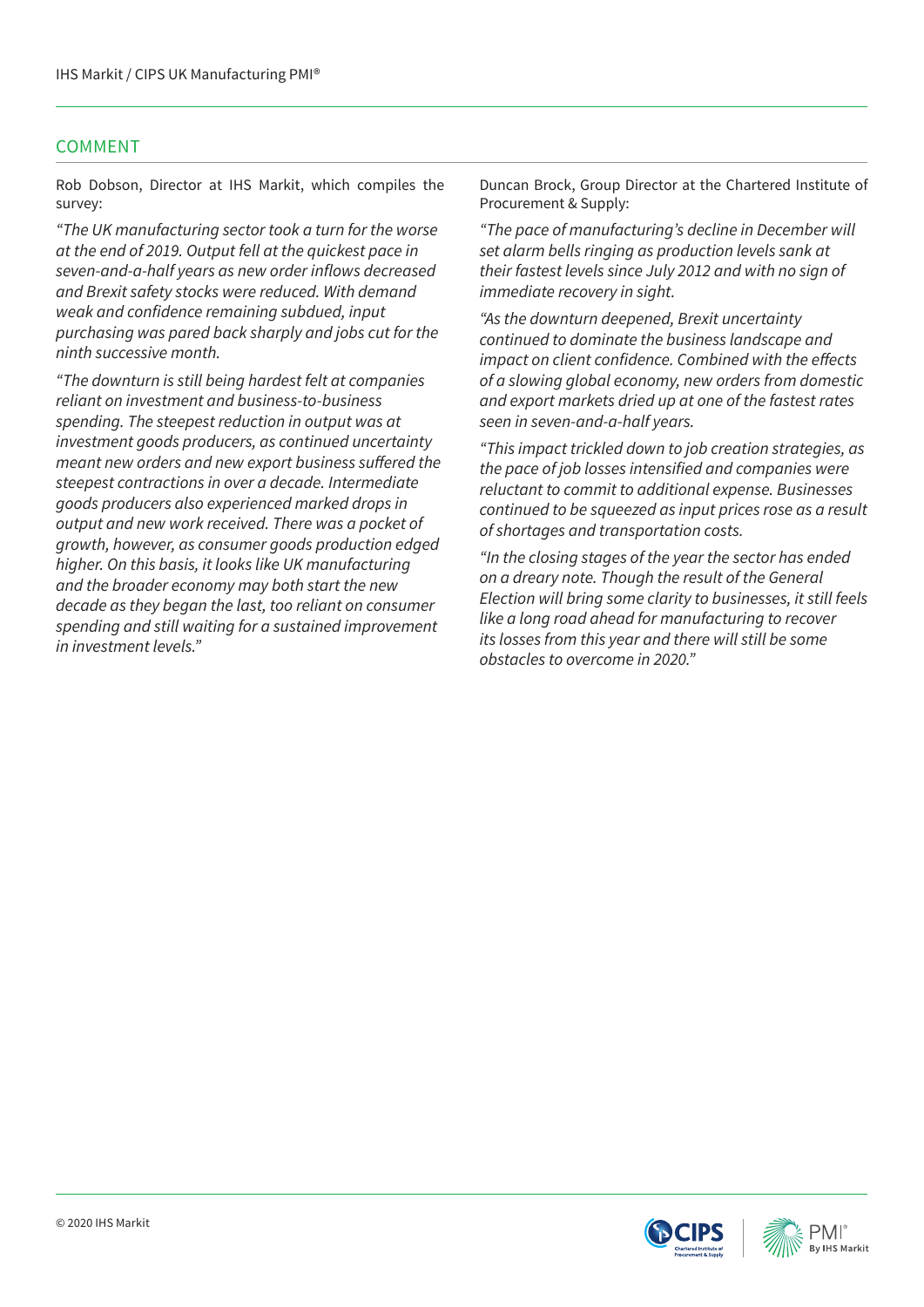## COMMENT

Rob Dobson, Director at IHS Markit, which compiles the survey:

*"The UK manufacturing sector took a turn for the worse at the end of 2019. Output fell at the quickest pace in seven-and-a-half years as new order inflows decreased and Brexit safety stocks were reduced. With demand weak and confidence remaining subdued, input purchasing was pared back sharply and jobs cut for the ninth successive month.*

*"The downturn is still being hardest felt at companies reliant on investment and business-to-business spending. The steepest reduction in output was at investment goods producers, as continued uncertainty meant new orders and new export business suffered the steepest contractions in over a decade. Intermediate goods producers also experienced marked drops in output and new work received. There was a pocket of growth, however, as consumer goods production edged higher. On this basis, it looks like UK manufacturing and the broader economy may both start the new decade as they began the last, too reliant on consumer spending and still waiting for a sustained improvement in investment levels."*

Duncan Brock, Group Director at the Chartered Institute of Procurement & Supply:

*"The pace of manufacturing's decline in December will set alarm bells ringing as production levels sank at their fastest levels since July 2012 and with no sign of immediate recovery in sight.*

*"As the downturn deepened, Brexit uncertainty continued to dominate the business landscape and impact on client confidence. Combined with the effects of a slowing global economy, new orders from domestic and export markets dried up at one of the fastest rates seen in seven-and-a-half years.*

*"This impact trickled down to job creation strategies, as the pace of job losses intensified and companies were reluctant to commit to additional expense. Businesses continued to be squeezed as input prices rose as a result of shortages and transportation costs.*

*"In the closing stages of the year the sector has ended on a dreary note. Though the result of the General Election will bring some clarity to businesses, it still feels like a long road ahead for manufacturing to recover its losses from this year and there will still be some obstacles to overcome in 2020."*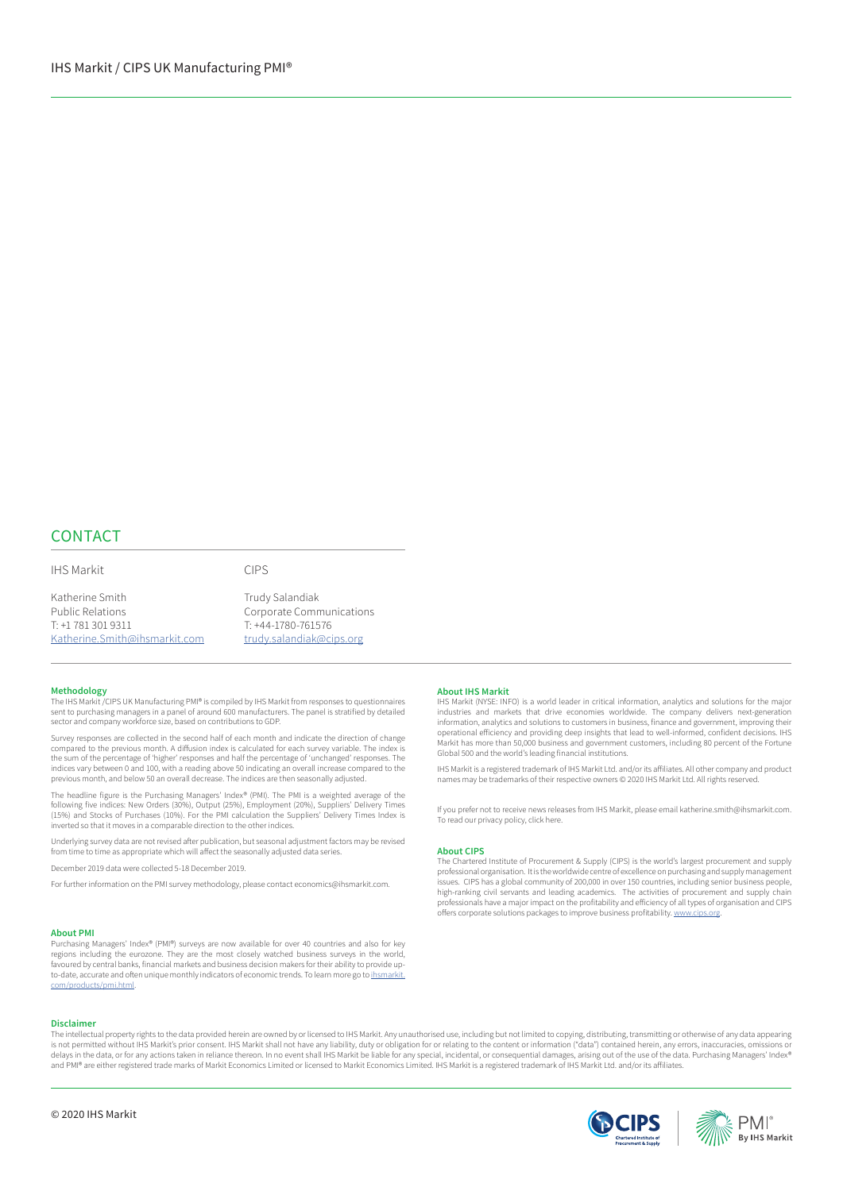## CONTACT

IHS Markit

Katherine Smith
Public Relations
T: +1 781 301 9311
Katherine.Smith@ihsmarkit.com

CIPS

Trudy Salandiak
Corporate Communications
T: +44-1780-761576
trudy.salandiak@cips.org

### Methodology

The IHS Markit /CIPS UK Manufacturing PMI® is compiled by IHS Markit from responses to questionnaires sent to purchasing managers in a panel of around 600 manufacturers. The panel is stratified by detailed sector and company workforce size, based on contributions to GDP.

Survey responses are collected in the second half of each month and indicate the direction of change compared to the previous month. A diffusion index is calculated for each survey variable. The index is the sum of the percentage of 'higher' responses and half the percentage of 'unchanged' responses. The indices vary between 0 and 100, with a reading above 50 indicating an overall increase compared to the previous month, and below 50 an overall decrease. The indices are then seasonally adjusted.

The headline figure is the Purchasing Managers' Index® (PMI). The PMI is a weighted average of the following five indices: New Orders (30%), Output (25%), Employment (20%), Suppliers' Delivery Times (15%) and Stocks of Purchases (10%). For the PMI calculation the Suppliers' Delivery Times Index is inverted so that it moves in a comparable direction to the other indices.

Underlying survey data are not revised after publication, but seasonal adjustment factors may be revised from time to time as appropriate which will affect the seasonally adjusted data series.

December 2019 data were collected 5-18 December 2019.

For further information on the PMI survey methodology, please contact economics@ihsmarkit.com.

### About PMI

Purchasing Managers' Index® (PMI®) surveys are now available for over 40 countries and also for key regions including the eurozone. They are the most closely watched business surveys in the world, favoured by central banks, financial markets and business decision makers for their ability to provide up-to-date, accurate and often unique monthly indicators of economic trends. To learn more go to ihsmarkit.com/products/pmi.html.

### About IHS Markit

IHS Markit (NYSE: INFO) is a world leader in critical information, analytics and solutions for the major industries and markets that drive economies worldwide. The company delivers next-generation information, analytics and solutions to customers in business, finance and government, improving their operational efficiency and providing deep insights that lead to well-informed, confident decisions. IHS Markit has more than 50,000 business and government customers, including 80 percent of the Fortune Global 500 and the world's leading financial institutions.

IHS Markit is a registered trademark of IHS Markit Ltd. and/or its affiliates. All other company and product names may be trademarks of their respective owners © 2020 IHS Markit Ltd. All rights reserved.

If you prefer not to receive news releases from IHS Markit, please email katherine.smith@ihsmarkit.com. To read our privacy policy, click here.

### About CIPS

The Chartered Institute of Procurement & Supply (CIPS) is the world's largest procurement and supply professional organisation. It is the worldwide centre of excellence on purchasing and supply management issues. CIPS has a global community of 200,000 in over 150 countries, including senior business people, high-ranking civil servants and leading academics. The activities of procurement and supply chain professionals have a major impact on the profitability and efficiency of all types of organisation and CIPS offers corporate solutions packages to improve business profitability. www.cips.org.

### Disclaimer

The intellectual property rights to the data provided herein are owned by or licensed to IHS Markit. Any unauthorised use, including but not limited to copying, distributing, transmitting or otherwise of any data appearing is not permitted without IHS Markit's prior consent. IHS Markit shall not have any liability, duty or obligation for or relating to the content or information ("data") contained herein, any errors, inaccuracies, omissions or delays in the data, or for any actions taken in reliance thereon. In no event shall IHS Markit be liable for any special, incidental, or consequential damages, arising out of the use of the data. Purchasing Managers' Index® and PMI® are either registered trade marks of Markit Economics Limited or licensed to Markit Economics Limited. IHS Markit is a registered trademark of IHS Markit Ltd. and/or its affiliates.

© 2020 IHS Markit